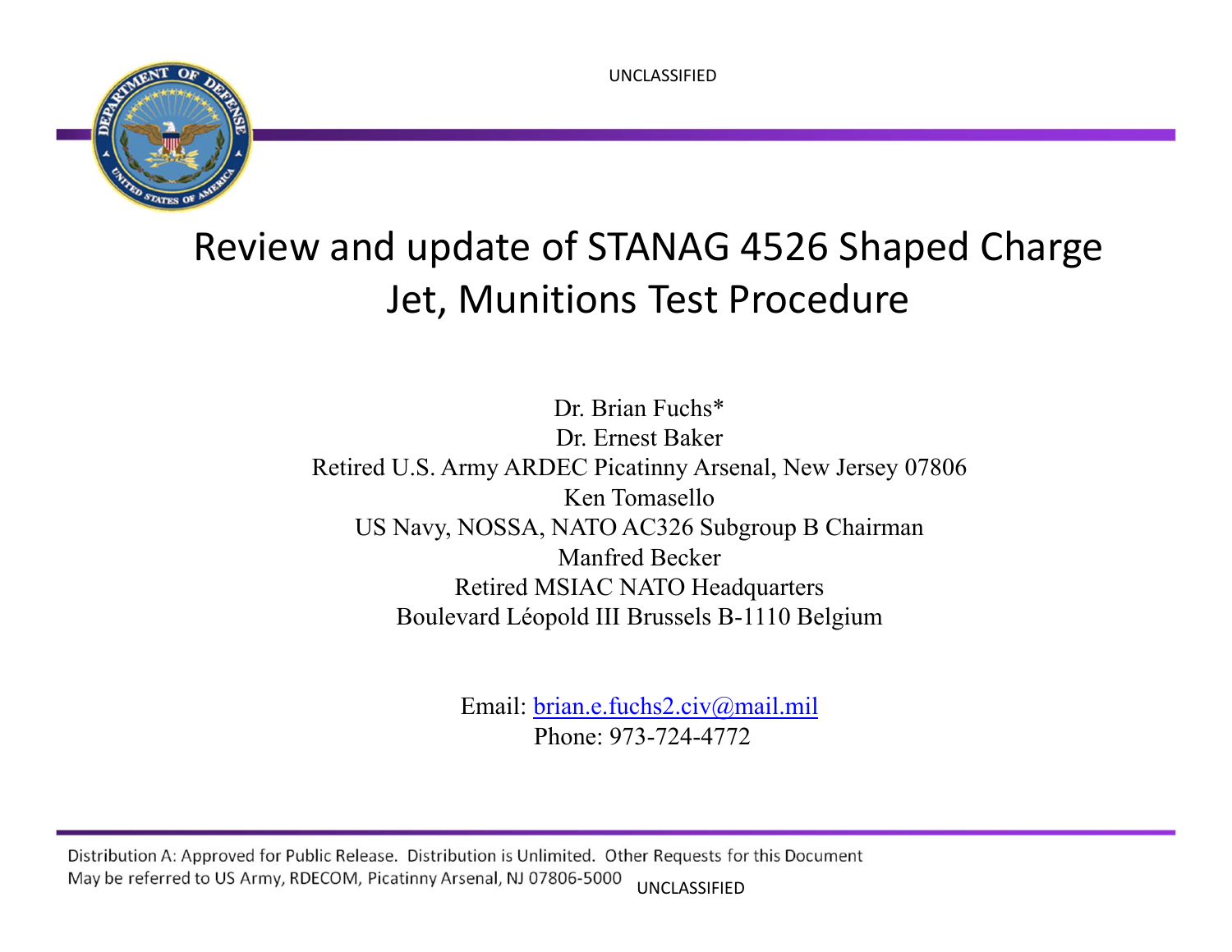UNCLASSIFIED

# Review and update of STANAG 4526 Shaped Charge Jet, Munitions Test Procedure

Dr. Brian Fuchs*
Dr. Ernest Baker
Retired U.S. Army ARDEC Picatinny Arsenal, New Jersey 07806
Ken Tomasello
US Navy, NOSSA, NATO AC326 Subgroup B Chairman
Manfred Becker
Retired MSIAC NATO Headquarters
Boulevard Léopold III Brussels B-1110 Belgium

Email: brian.e.fuchs2.civ@mail.mil
Phone: 973-724-4772

Distribution A: Approved for Public Release. Distribution is Unlimited. Other Requests for this Document May be referred to US Army, RDECOM, Picatinny Arsenal, NJ 07806-5000

UNCLASSIFIED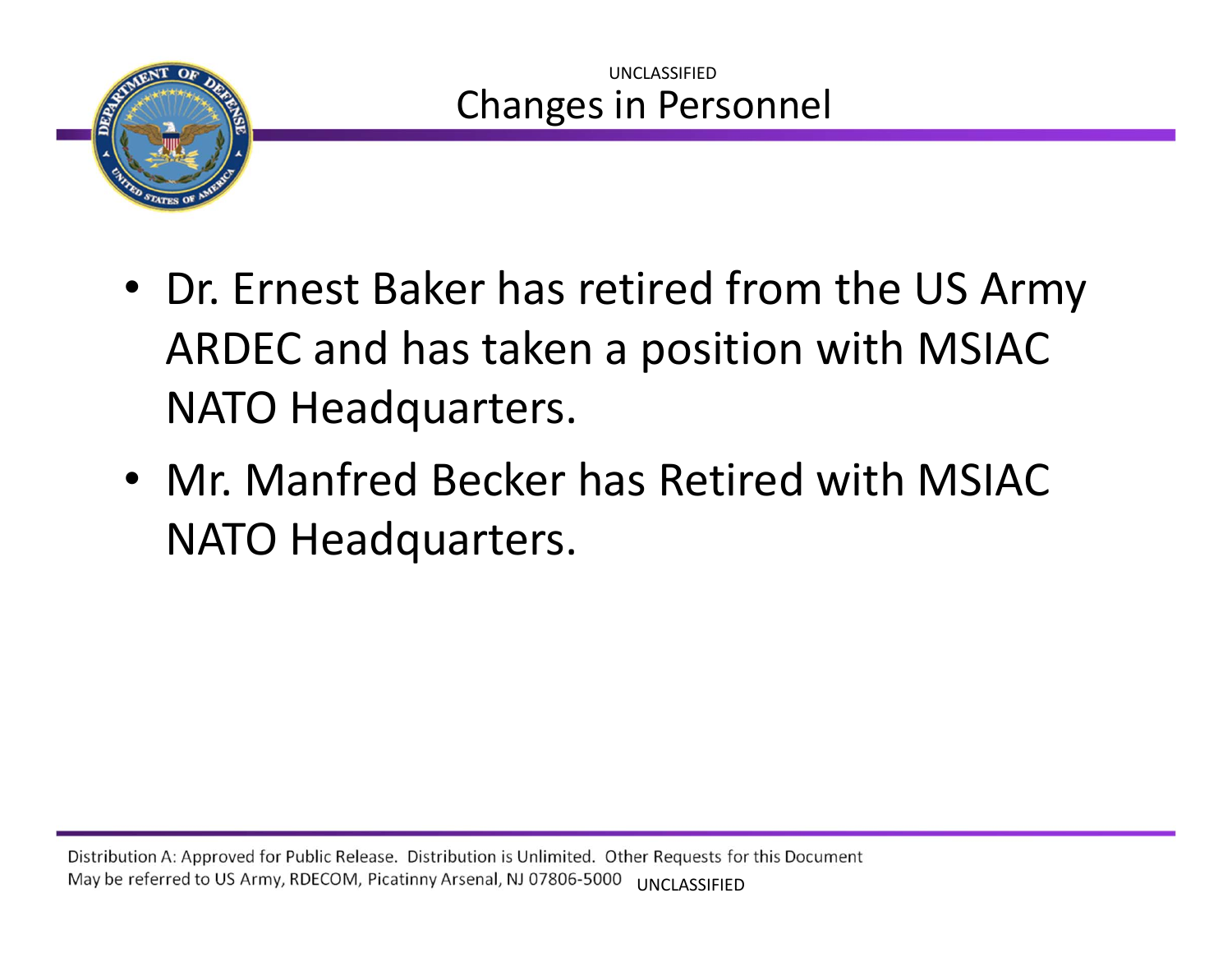# Changes in Personnel

- Dr. Ernest Baker has retired from the US Army ARDEC and has taken a position with MSIAC NATO Headquarters.
- Mr. Manfred Becker has Retired with MSIAC NATO Headquarters.

Distribution A: Approved for Public Release. Distribution is Unlimited. Other Requests for this Document May be referred to US Army, RDECOM, Picatinny Arsenal, NJ 07806-5000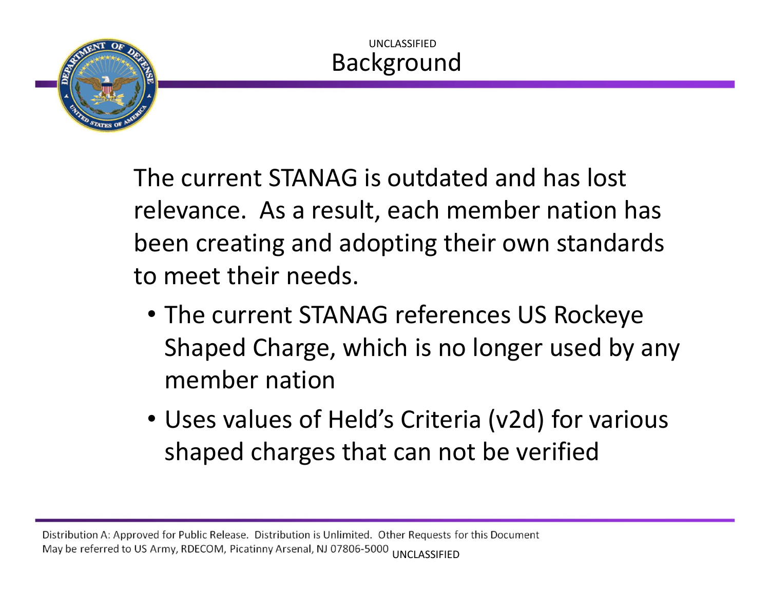# Background

The current STANAG is outdated and has lost relevance. As a result, each member nation has been creating and adopting their own standards to meet their needs.

- The current STANAG references US Rockeye Shaped Charge, which is no longer used by any member nation
- Uses values of Held's Criteria ($v^2d$) for various shaped charges that can not be verified

Distribution A: Approved for Public Release. Distribution is Unlimited. Other Requests for this Document May be referred to US Army, RDECOM, Picatinny Arsenal, NJ 07806-5000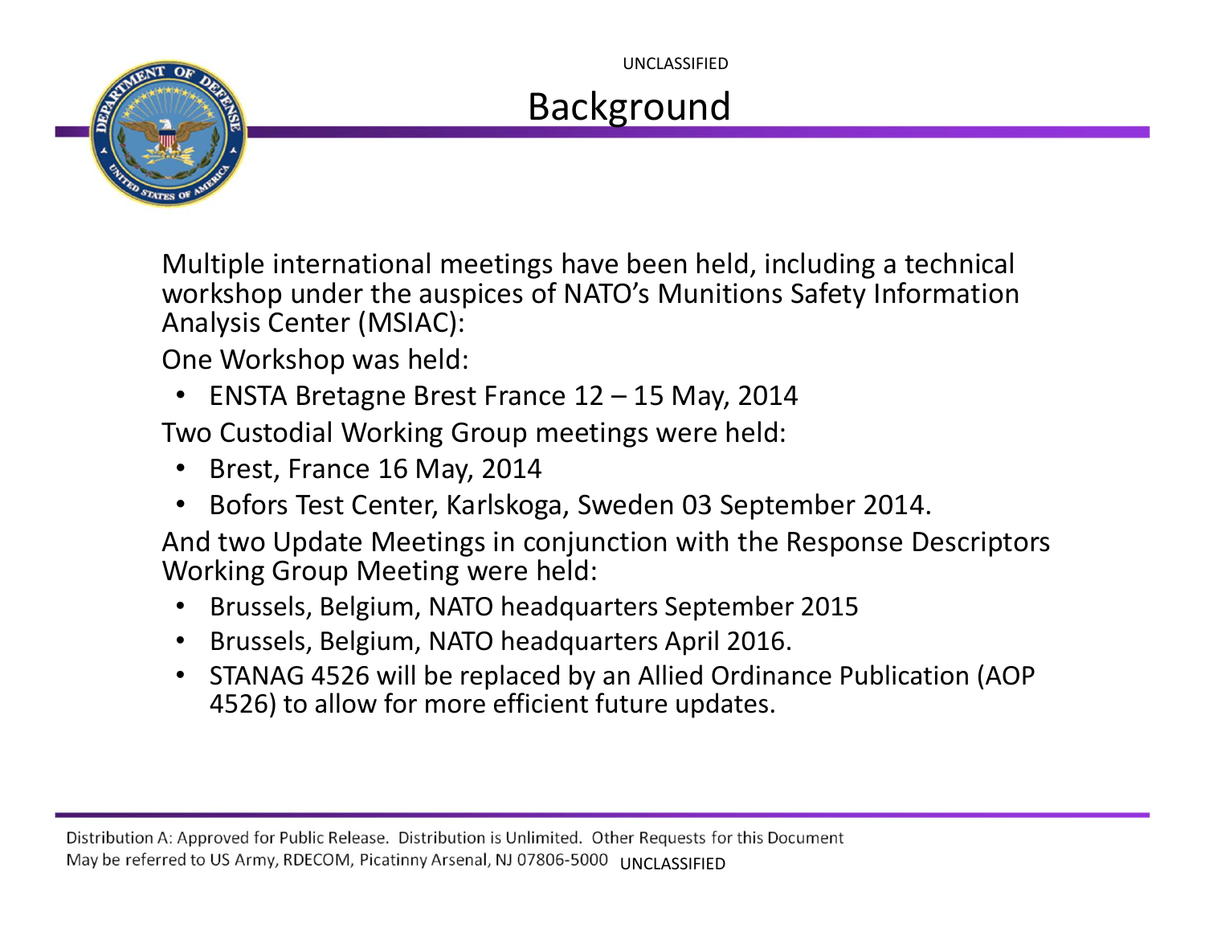# Background

Multiple international meetings have been held, including a technical workshop under the auspices of NATO's Munitions Safety Information Analysis Center (MSIAC):

One Workshop was held:

- ENSTA Bretagne Brest France 12 – 15 May, 2014

Two Custodial Working Group meetings were held:

- Brest, France 16 May, 2014
- Bofors Test Center, Karlskoga, Sweden 03 September 2014.

And two Update Meetings in conjunction with the Response Descriptors Working Group Meeting were held:

- Brussels, Belgium, NATO headquarters September 2015
- Brussels, Belgium, NATO headquarters April 2016.
- STANAG 4526 will be replaced by an Allied Ordinance Publication (AOP 4526) to allow for more efficient future updates.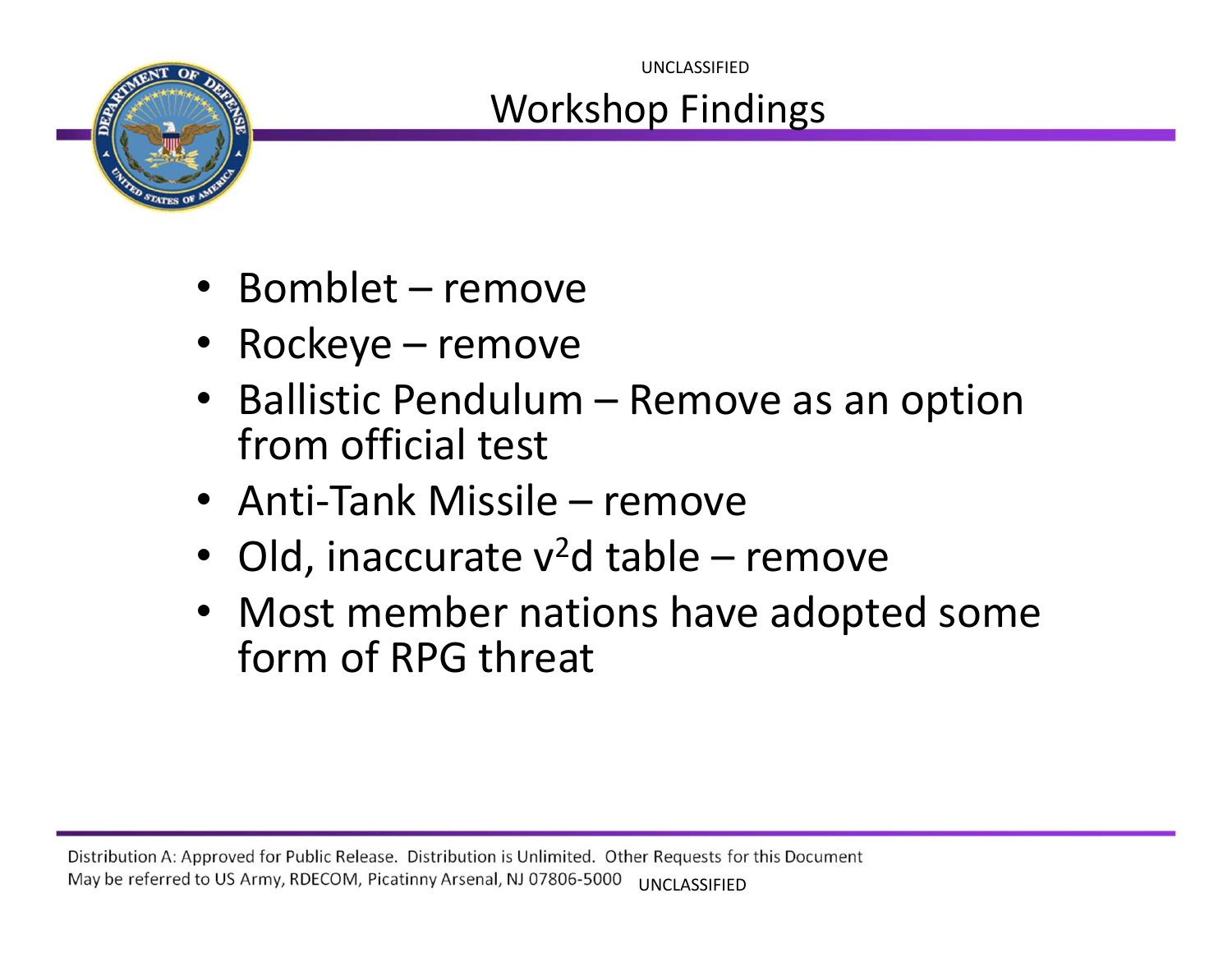# Workshop Findings

- Bomblet – remove
- Rockeye – remove
- Ballistic Pendulum – Remove as an option from official test
- Anti-Tank Missile – remove
- Old, inaccurate $v^2d$ table – remove
- Most member nations have adopted some form of RPG threat

Distribution A: Approved for Public Release. Distribution is Unlimited. Other Requests for this Document May be referred to US Army, RDECOM, Picatinny Arsenal, NJ 07806-5000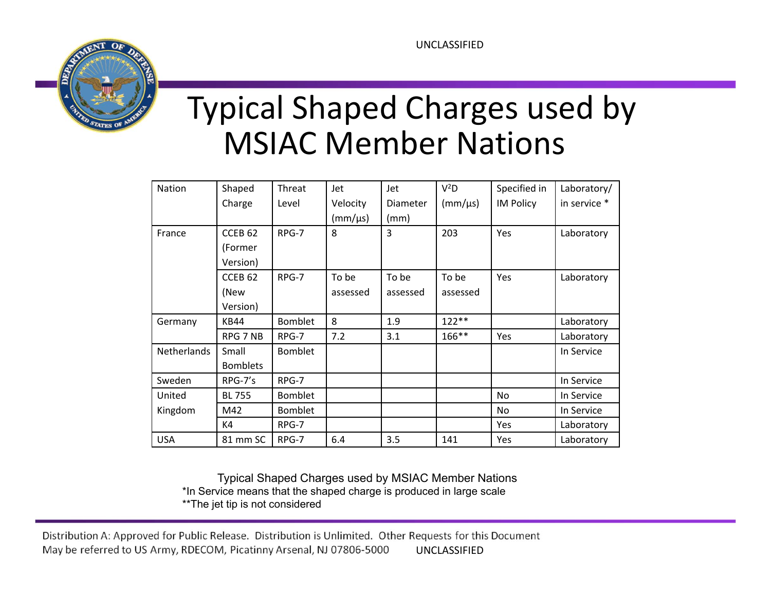# Typical Shaped Charges used by MSIAC Member Nations

| Nation | Shaped Charge | Threat Level | Jet Velocity (mm/μs) | Jet Diameter (mm) | $V^2D$ (mm/μs) | Specified in IM Policy | Laboratory/ in service * |
|---|---|---|---|---|---|---|---|
| France | CCEB 62 (Former Version) | RPG-7 | 8 | 3 | 203 | Yes | Laboratory |
| | CCEB 62 (New Version) | RPG-7 | To be assessed | To be assessed | To be assessed | Yes | Laboratory |
| Germany | KB44 | Bomblet | 8 | 1.9 | 122** | | Laboratory |
| | RPG 7 NB | RPG-7 | 7.2 | 3.1 | 166** | Yes | Laboratory |
| Netherlands | Small Bomblets | Bomblet | | | | | In Service |
| Sweden | RPG-7's | RPG-7 | | | | | In Service |
| United Kingdom | BL 755 | Bomblet | | | | No | In Service |
| | M42 | Bomblet | | | | No | In Service |
| | K4 | RPG-7 | | | | Yes | Laboratory |
| USA | 81 mm SC | RPG-7 | 6.4 | 3.5 | 141 | Yes | Laboratory |

Typical Shaped Charges used by MSIAC Member Nations

*In Service means that the shaped charge is produced in large scale

**The jet tip is not considered

Distribution A: Approved for Public Release. Distribution is Unlimited. Other Requests for this Document May be referred to US Army, RDECOM, Picatinny Arsenal, NJ 07806-5000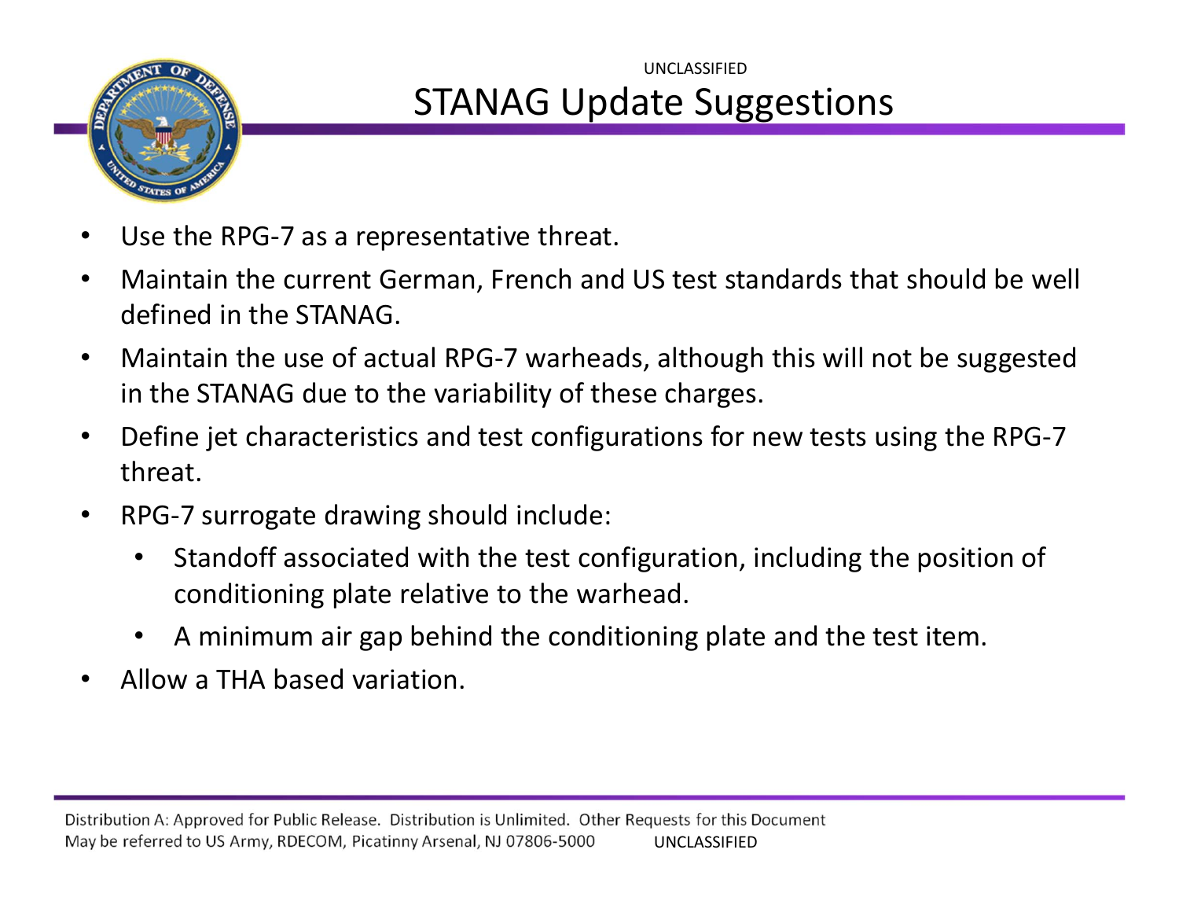# STANAG Update Suggestions

- Use the RPG-7 as a representative threat.
- Maintain the current German, French and US test standards that should be well defined in the STANAG.
- Maintain the use of actual RPG-7 warheads, although this will not be suggested in the STANAG due to the variability of these charges.
- Define jet characteristics and test configurations for new tests using the RPG-7 threat.
- RPG-7 surrogate drawing should include:
  - Standoff associated with the test configuration, including the position of conditioning plate relative to the warhead.
  - A minimum air gap behind the conditioning plate and the test item.
- Allow a THA based variation.

Distribution A: Approved for Public Release. Distribution is Unlimited. Other Requests for this Document May be referred to US Army, RDECOM, Picatinny Arsenal, NJ 07806-5000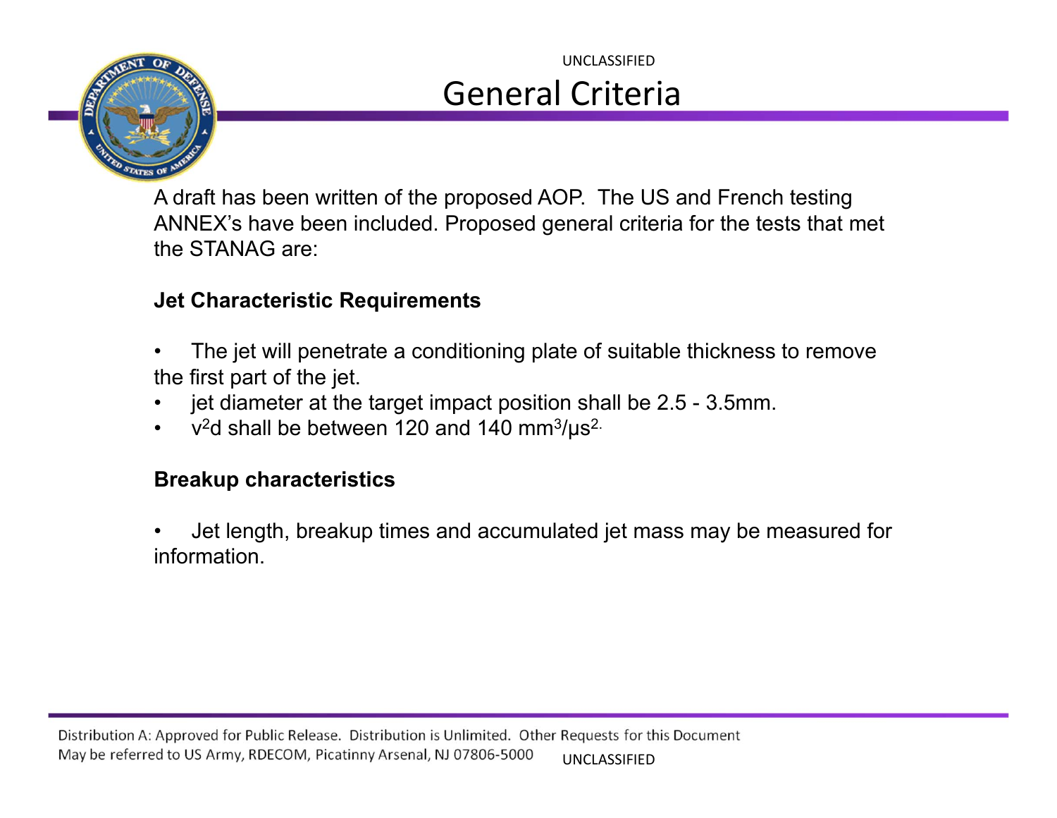# General Criteria

A draft has been written of the proposed AOP. The US and French testing ANNEX's have been included. Proposed general criteria for the tests that met the STANAG are:

**Jet Characteristic Requirements**

- The jet will penetrate a conditioning plate of suitable thickness to remove the first part of the jet.
- jet diameter at the target impact position shall be 2.5 - 3.5mm.
- $v^2d$ shall be between 120 and 140 $mm^3/\mu s^2$.

**Breakup characteristics**

- Jet length, breakup times and accumulated jet mass may be measured for information.

Distribution A: Approved for Public Release. Distribution is Unlimited. Other Requests for this Document May be referred to US Army, RDECOM, Picatinny Arsenal, NJ 07806-5000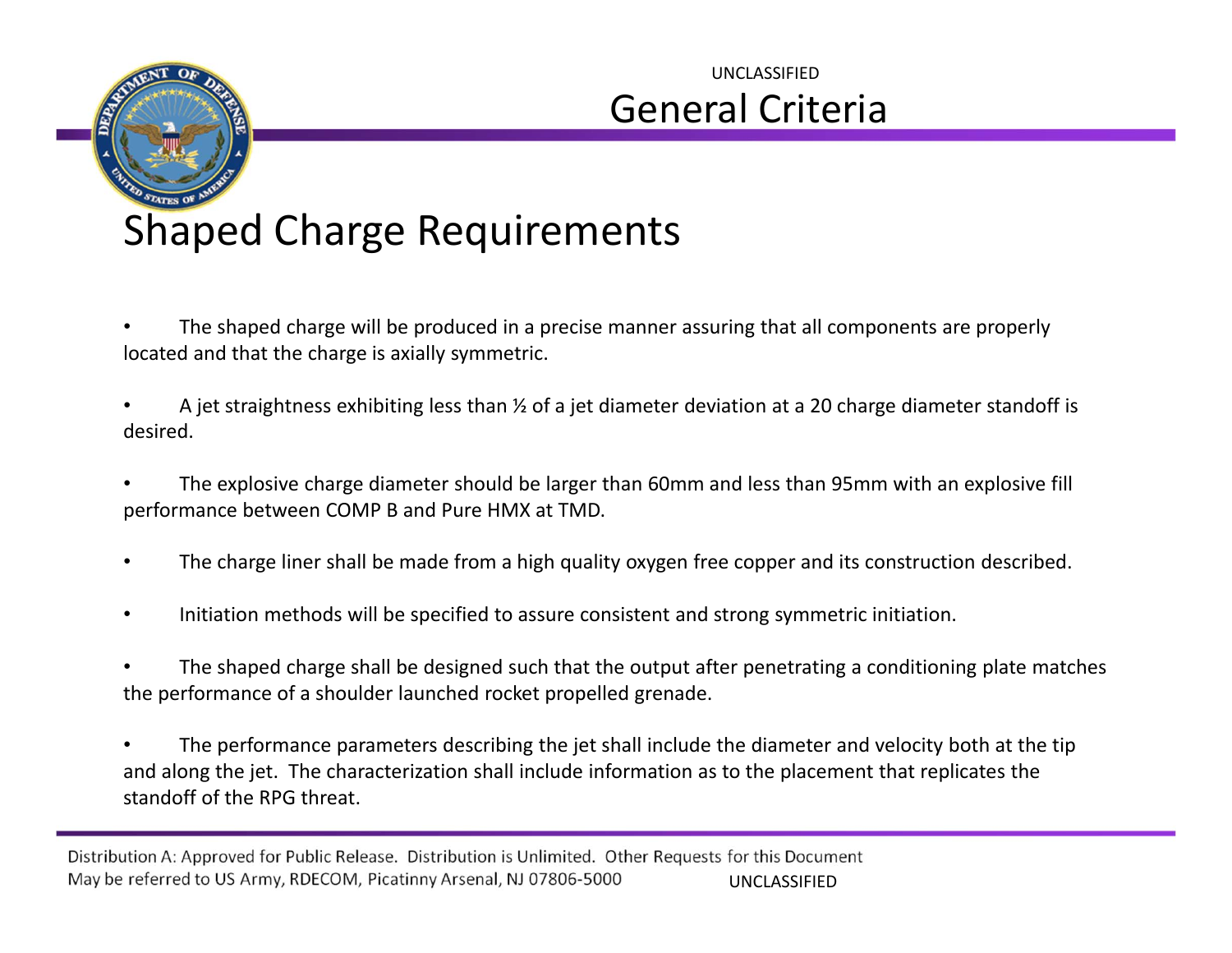UNCLASSIFIED

# General Criteria

## Shaped Charge Requirements

- The shaped charge will be produced in a precise manner assuring that all components are properly located and that the charge is axially symmetric.

- A jet straightness exhibiting less than ½ of a jet diameter deviation at a 20 charge diameter standoff is desired.

- The explosive charge diameter should be larger than 60mm and less than 95mm with an explosive fill performance between COMP B and Pure HMX at TMD.

- The charge liner shall be made from a high quality oxygen free copper and its construction described.

- Initiation methods will be specified to assure consistent and strong symmetric initiation.

- The shaped charge shall be designed such that the output after penetrating a conditioning plate matches the performance of a shoulder launched rocket propelled grenade.

- The performance parameters describing the jet shall include the diameter and velocity both at the tip and along the jet. The characterization shall include information as to the placement that replicates the standoff of the RPG threat.

Distribution A: Approved for Public Release. Distribution is Unlimited. Other Requests for this Document May be referred to US Army, RDECOM, Picatinny Arsenal, NJ 07806-5000

UNCLASSIFIED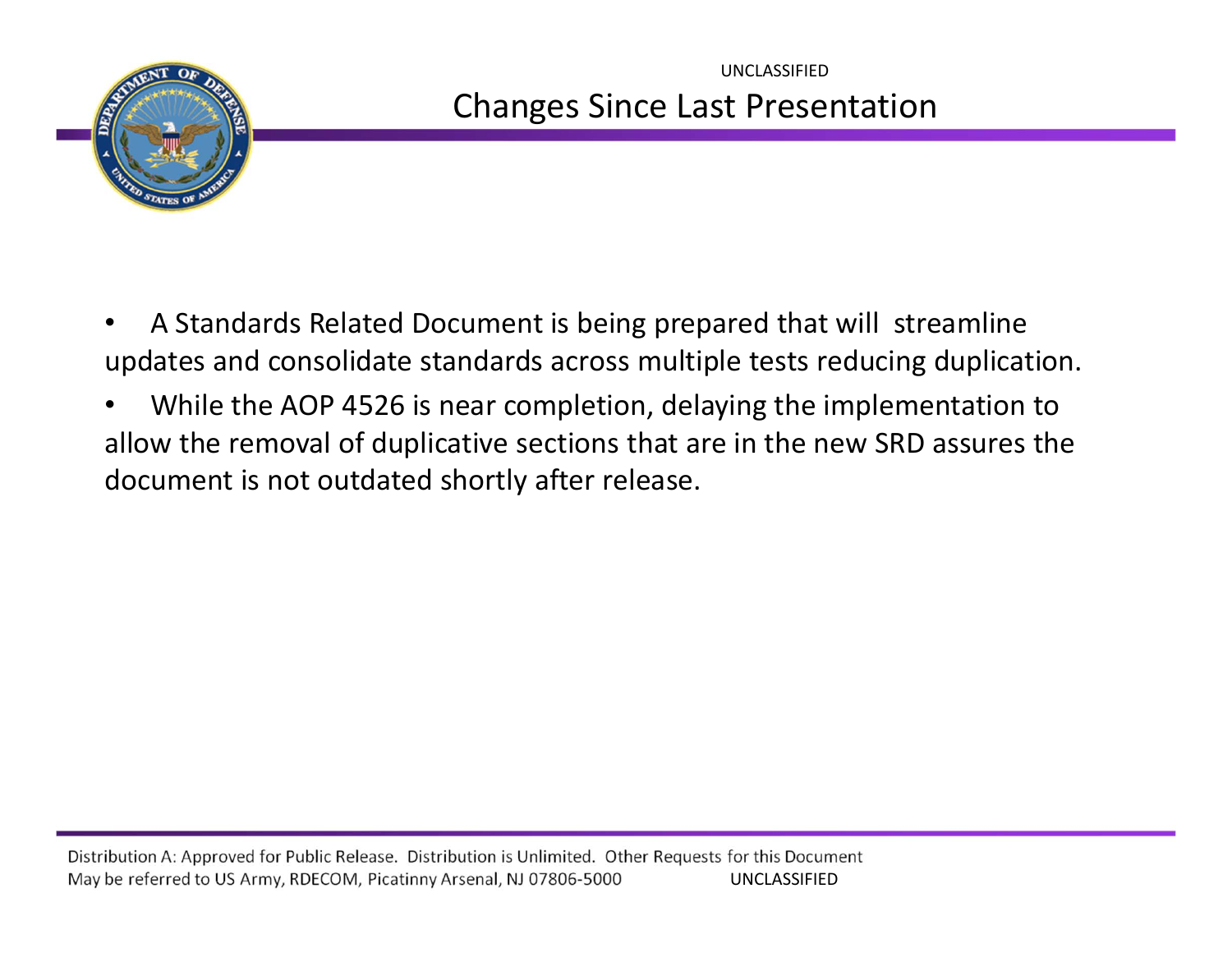# Changes Since Last Presentation

- A Standards Related Document is being prepared that will streamline updates and consolidate standards across multiple tests reducing duplication.
- While the AOP 4526 is near completion, delaying the implementation to allow the removal of duplicative sections that are in the new SRD assures the document is not outdated shortly after release.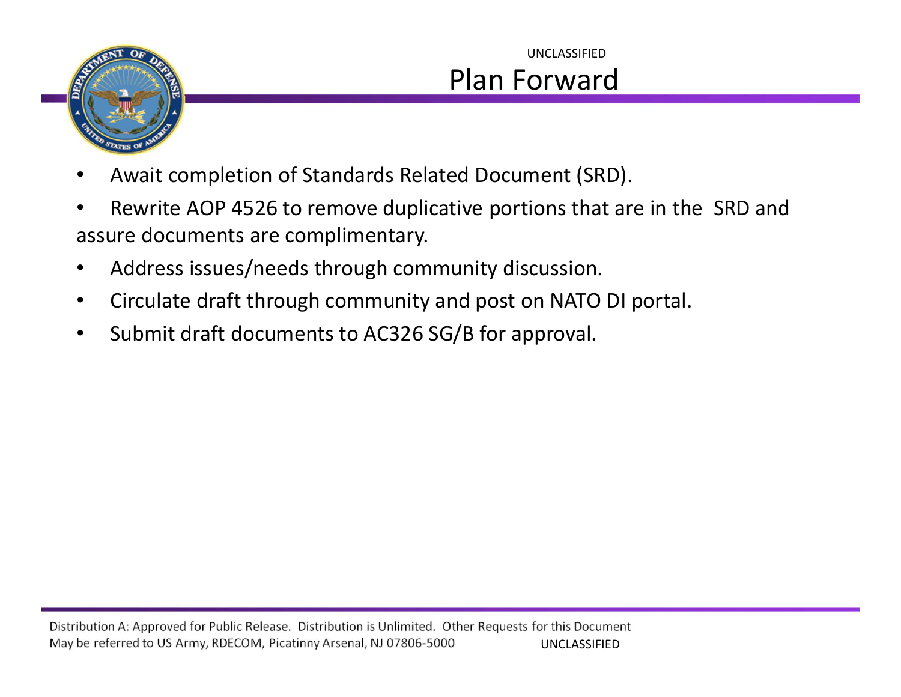# Plan Forward

- Await completion of Standards Related Document (SRD).
- Rewrite AOP 4526 to remove duplicative portions that are in the SRD and assure documents are complimentary.
- Address issues/needs through community discussion.
- Circulate draft through community and post on NATO DI portal.
- Submit draft documents to AC326 SG/B for approval.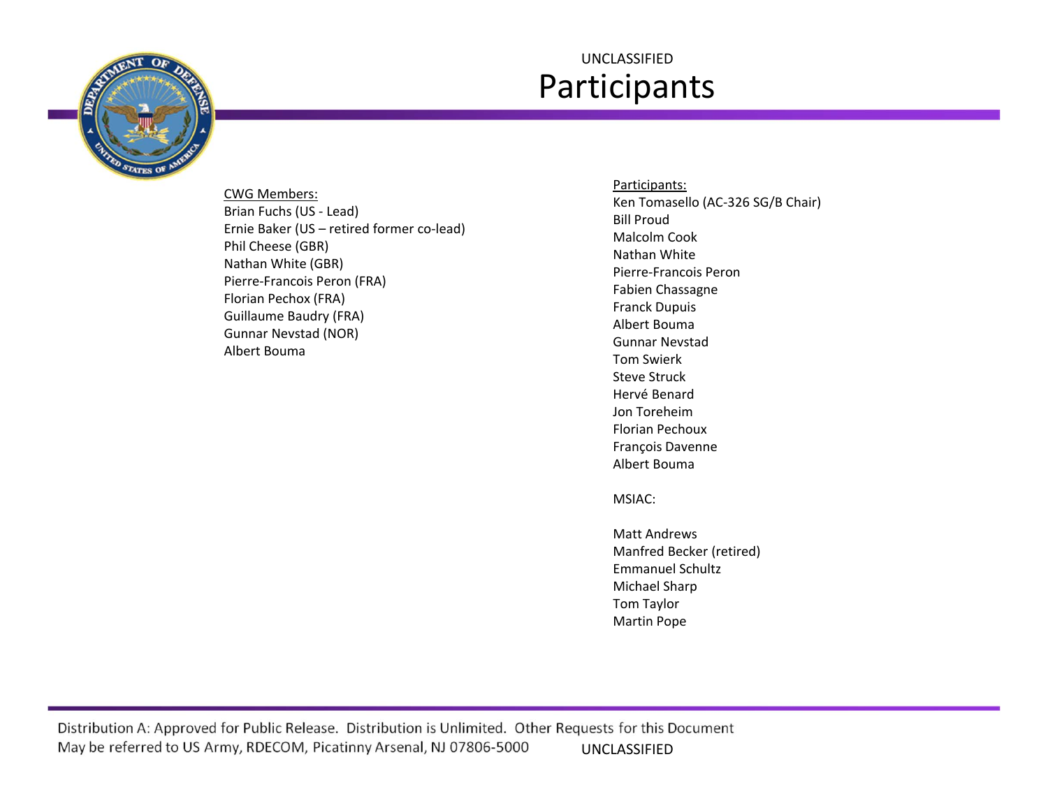UNCLASSIFIED

# Participants

CWG Members:
Brian Fuchs (US - Lead)
Ernie Baker (US – retired former co-lead)
Phil Cheese (GBR)
Nathan White (GBR)
Pierre-Francois Peron (FRA)
Florian Pechox (FRA)
Guillaume Baudry (FRA)
Gunnar Nevstad (NOR)
Albert Bouma

Participants:
Ken Tomasello (AC-326 SG/B Chair)
Bill Proud
Malcolm Cook
Nathan White
Pierre-Francois Peron
Fabien Chassagne
Franck Dupuis
Albert Bouma
Gunnar Nevstad
Tom Swierk
Steve Struck
Hervé Benard
Jon Toreheim
Florian Pechoux
François Davenne
Albert Bouma

MSIAC:

Matt Andrews
Manfred Becker (retired)
Emmanuel Schultz
Michael Sharp
Tom Taylor
Martin Pope

Distribution A: Approved for Public Release. Distribution is Unlimited. Other Requests for this Document May be referred to US Army, RDECOM, Picatinny Arsenal, NJ 07806-5000

UNCLASSIFIED